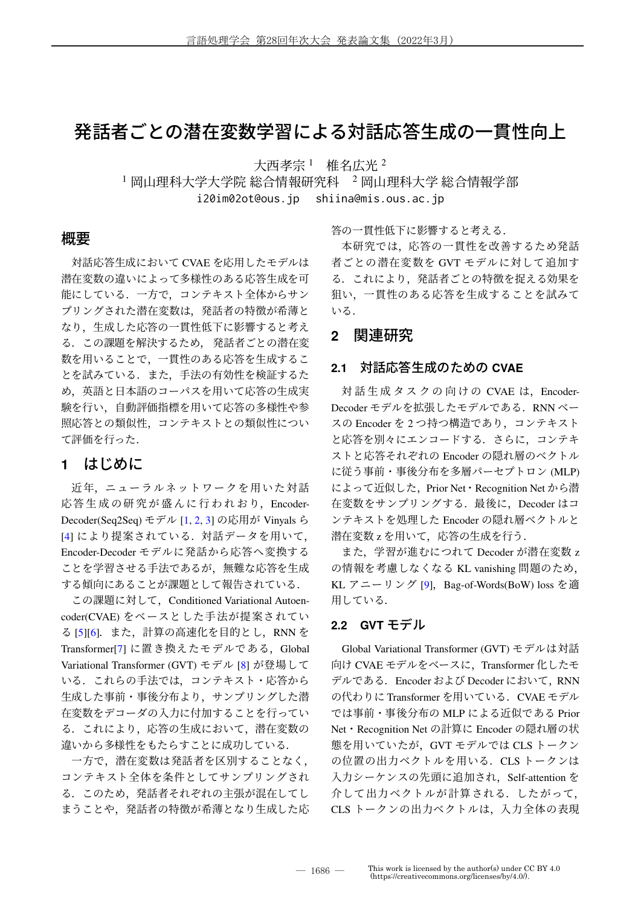# 発話者ごとの潜在変数学習による対話応答生成の一貫性向上

大西孝宗 [1]　椎名広光 [2]

[1] 岡山理科大学大学院 総合情報研究科　[2] 岡山理科大学 総合情報学部

i20im02ot@ous.jp　shiina@mis.ous.ac.jp

## 概要

対話応答生成において CVAE を応用したモデルは潜在変数の違いによって多様性のある応答生成を可能にしている．一方で，コンテキスト全体からサンプリングされた潜在変数は，発話者の特徴が希薄となり，生成した応答の一貫性低下に影響すると考える．この課題を解決するため，発話者ごとの潜在変数を用いることで，一貫性のある応答を生成することを試みている．また，手法の有効性を検証するため，英語と日本語のコーパスを用いて応答の生成実験を行い，自動評価指標を用いて応答の多様性や参照応答との類似性，コンテキストとの類似性について評価を行った．

## 1　はじめに

近年，ニューラルネットワークを用いた対話応答生成の研究が盛んに行われおり，Encoder-Decoder(Seq2Seq) モデル [1, 2, 3] の応用が Vinyals ら [4] により提案されている．対話データを用いて，Encoder-Decoder モデルに発話から応答へ変換することを学習させる手法であるが，無難な応答を生成する傾向にあることが課題として報告されている．

この課題に対して，Conditioned Variational Autoencoder(CVAE) をベースとした手法が提案されている [5][6]．また，計算の高速化を目的とし，RNN を Transformer[7] に置き換えたモデルである，Global Variational Transformer (GVT) モデル [8] が登場している．これらの手法では，コンテキスト・応答から生成した事前・事後分布より，サンプリングした潜在変数をデコーダの入力に付加することを行っている．これにより，応答の生成において，潜在変数の違いから多様性をもたらすことに成功している．

一方で，潜在変数は発話者を区別することなく，コンテキスト全体を条件としてサンプリングされる．このため，発話者それぞれの主張が混在してしまうことや，発話者の特徴が希薄となり生成した応答の一貫性低下に影響すると考える．

本研究では，応答の一貫性を改善するため発話者ごとの潜在変数を GVT モデルに対して追加する．これにより，発話者ごとの特徴を捉える効果を狙い，一貫性のある応答を生成することを試みている．

## 2　関連研究

### 2.1　対話応答生成のための CVAE

対話生成タスクの向けの CVAE は，Encoder-Decoder モデルを拡張したモデルである．RNN ベースの Encoder を 2 つ持つ構造であり，コンテキストと応答を別々にエンコードする．さらに，コンテキストと応答それぞれの Encoder の隠れ層のベクトルに従う事前・事後分布を多層パーセプトロン (MLP) によって近似した，Prior Net・Recognition Net から潜在変数をサンプリングする．最後に，Decoder はコンテキストを処理した Encoder の隠れ層ベクトルと潜在変数 $z$ を用いて，応答の生成を行う．

また，学習が進むにつれて Decoder が潜在変数 $z$ の情報を考慮しなくなる KL vanishing 問題のため，KL アニーリング [9]，Bag-of-Words(BoW) loss を適用している．

### 2.2　GVT モデル

Global Variational Transformer (GVT) モデルは対話向け CVAE モデルをベースに，Transformer 化したモデルである．Encoder および Decoder において，RNN の代わりに Transformer を用いている．CVAE モデルでは事前・事後分布の MLP による近似である Prior Net・Recognition Net の計算に Encoder の隠れ層の状態を用いていたが，GVT モデルでは CLS トークンの位置の出力ベクトルを用いる．CLS トークンは入力シーケンスの先頭に追加され，Self-attention を介して出力ベクトルが計算される．したがって，CLS トークンの出力ベクトルは，入力全体の表現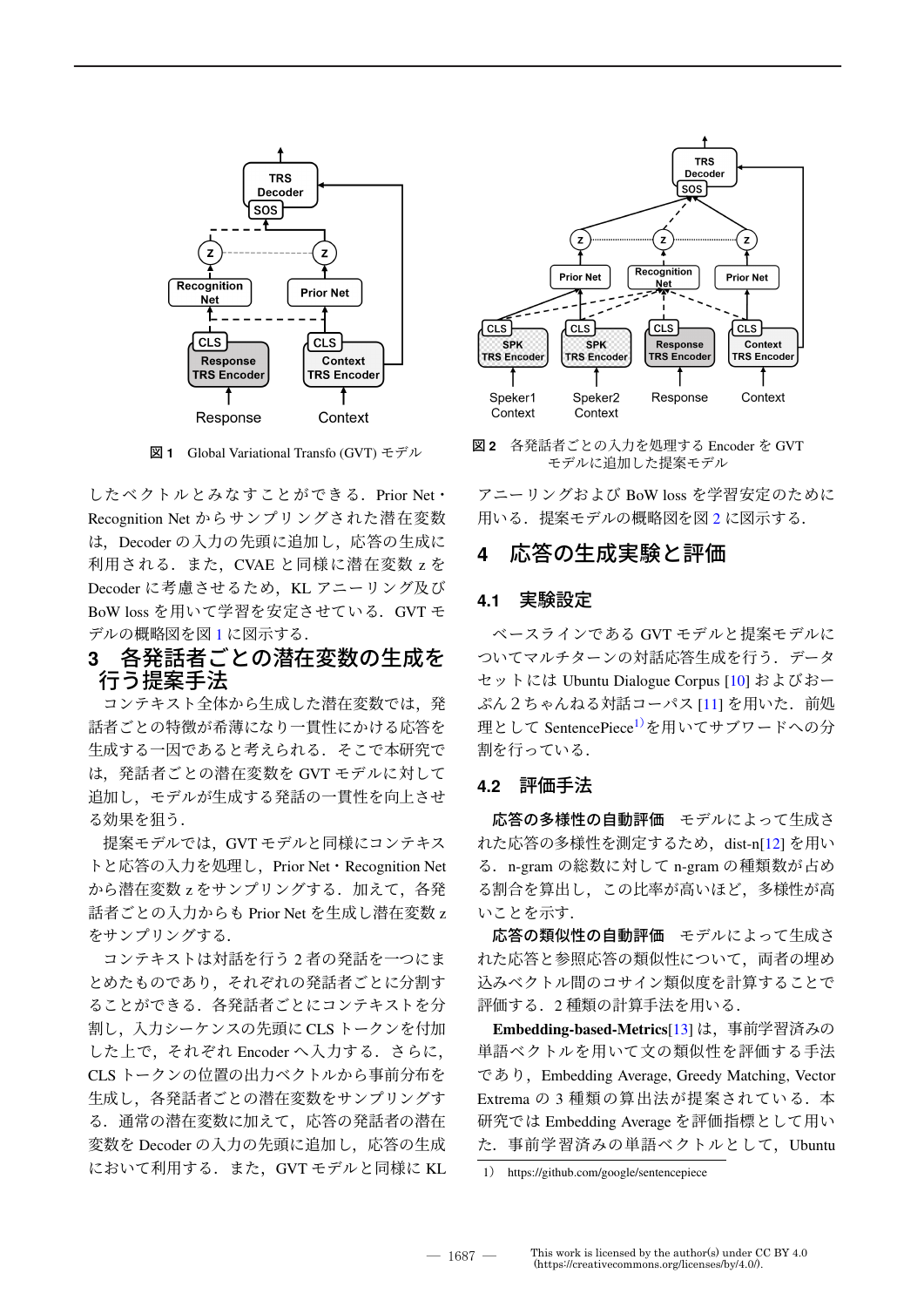図 1　Global Variational Transfo (GVT) モデル

図 2　各発話者ごとの入力を処理する Encoder を GVT モデルに追加した提案モデル

したベクトルとみなすことができる．Prior Net・Recognition Net からサンプリングされた潜在変数は，Decoder の入力の先頭に追加し，応答の生成に利用される．また，CVAE と同様に潜在変数 z を Decoder に考慮させるため，KL アニーリング及び BoW loss を用いて学習を安定させている．GVT モデルの概略図を図 1 に図示する．

## 3 各発話者ごとの潜在変数の生成を行う提案手法

コンテキスト全体から生成した潜在変数では，発話者ごとの特徴が希薄になり一貫性にかける応答を生成する一因であると考えられる．そこで本研究では，発話者ごとの潜在変数を GVT モデルに対して追加し，モデルが生成する発話の一貫性を向上させる効果を狙う．

提案モデルでは，GVT モデルと同様にコンテキストと応答の入力を処理し，Prior Net・Recognition Net から潜在変数 z をサンプリングする．加えて，各発話者ごとの入力からも Prior Net を生成し潜在変数 z をサンプリングする．

コンテキストは対話を行う 2 者の発話を一つにまとめたものであり，それぞれの発話者ごとに分割することができる．各発話者ごとにコンテキストを分割し，入力シーケンスの先頭に CLS トークンを付加した上で，それぞれ Encoder へ入力する．さらに，CLS トークンの位置の出力ベクトルから事前分布を生成し，各発話者ごとの潜在変数をサンプリングする．通常の潜在変数に加えて，応答の発話者の潜在変数を Decoder の入力の先頭に追加し，応答の生成において利用する．また，GVT モデルと同様に KL アニーリングおよび BoW loss を学習安定のために用いる．提案モデルの概略図を図 2 に図示する．

## 4 応答の生成実験と評価

### 4.1 実験設定

ベースラインである GVT モデルと提案モデルについてマルチターンの対話応答生成を行う．データセットには Ubuntu Dialogue Corpus [10] およびおーぷん２ちゃんねる対話コーパス [11] を用いた．前処理として SentencePiece[1] を用いてサブワードへの分割を行っている．

### 4.2 評価手法

**応答の多様性の自動評価**　モデルによって生成された応答の多様性を測定するため，dist-n[12] を用いる．n-gram の総数に対して n-gram の種類数が占める割合を算出し，この比率が高いほど，多様性が高いことを示す．

**応答の類似性の自動評価**　モデルによって生成された応答と参照応答の類似性について，両者の埋め込みベクトル間のコサイン類似度を計算することで評価する．2 種類の計算手法を用いる．

**Embedding-based-Metrics**[13] は，事前学習済みの単語ベクトルを用いて文の類似性を評価する手法であり，Embedding Average, Greedy Matching, Vector Extrema の 3 種類の算出法が提案されている．本研究では Embedding Average を評価指標として用いた．事前学習済みの単語ベクトルとして，Ubuntu

1）https://github.com/google/sentencepiece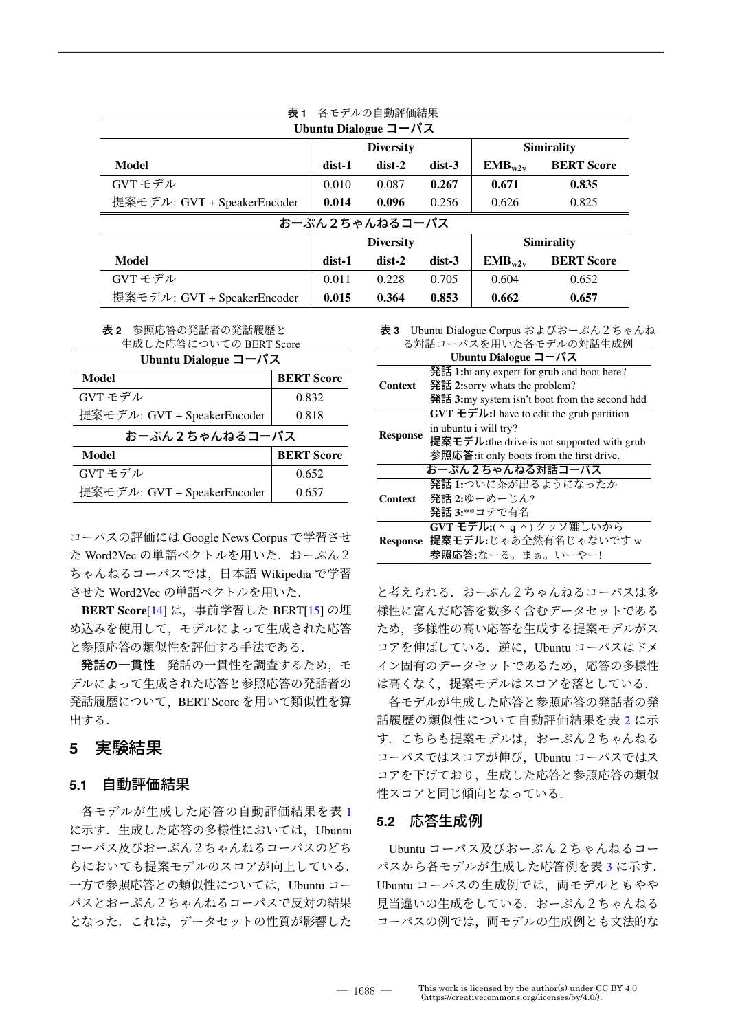**表 1** 各モデルの自動評価結果

| Ubuntu Dialogue コーパス | | | | | |
|---|---|---|---|---|---|
| | Diversity | | | Simirality | |
| **Model** | **dist-1** | **dist-2** | **dist-3** | **$EMB_{w2v}$** | **BERT Score** |
| GVT モデル | 0.010 | 0.087 | **0.267** | **0.671** | **0.835** |
| 提案モデル: GVT + SpeakerEncoder | **0.014** | **0.096** | 0.256 | 0.626 | 0.825 |
| **おーぷん２ちゃんねるコーパス** | | | | | |
| | Diversity | | | Simirality | |
| **Model** | **dist-1** | **dist-2** | **dist-3** | **$EMB_{w2v}$** | **BERT Score** |
| GVT モデル | 0.011 | 0.228 | 0.705 | 0.604 | 0.652 |
| 提案モデル: GVT + SpeakerEncoder | **0.015** | **0.364** | **0.853** | **0.662** | **0.657** |

**表 2** 参照応答の発話者の発話履歴と生成した応答についての BERT Score

| Ubuntu Dialogue コーパス | |
|---|---|
| **Model** | **BERT Score** |
| GVT モデル | 0.832 |
| 提案モデル: GVT + SpeakerEncoder | 0.818 |
| **おーぷん２ちゃんねるコーパス** | |
| **Model** | **BERT Score** |
| GVT モデル | 0.652 |
| 提案モデル: GVT + SpeakerEncoder | 0.657 |

コーパスの評価には Google News Corpus で学習させた Word2Vec の単語ベクトルを用いた．おーぷん２ちゃんねるコーパスでは，日本語 Wikipedia で学習させた Word2Vec の単語ベクトルを用いた．

**BERT Score**[14] は，事前学習した BERT[15] の埋め込みを使用して，モデルによって生成された応答と参照応答の類似性を評価する手法である．

**発話の一貫性** 発話の一貫性を調査するため，モデルによって生成された応答と参照応答の発話者の発話履歴について，BERT Score を用いて類似性を算出する．

## 5 実験結果

### 5.1 自動評価結果

各モデルが生成した応答の自動評価結果を表 1 に示す．生成した応答の多様性においては，Ubuntu コーパス及びおーぷん２ちゃんねるコーパスのどちらにおいても提案モデルのスコアが向上している．一方で参照応答との類似性については，Ubuntu コーパスとおーぷん２ちゃんねるコーパスで反対の結果となった．これは，データセットの性質が影響したと考えられる．おーぷん２ちゃんねるコーパスは多様性に富んだ応答を数多く含むデータセットであるため，多様性の高い応答を生成する提案モデルがスコアを伸ばしている．逆に，Ubuntu コーパスはドメイン固有のデータセットであるため，応答の多様性は高くなく，提案モデルはスコアを落としている．

各モデルが生成した応答と参照応答の発話者の発話履歴の類似性について自動評価結果を表 2 に示す．こちらも提案モデルは，おーぷん２ちゃんねるコーパスではスコアが伸び，Ubuntu コーパスではスコアを下げており，生成した応答と参照応答の類似性スコアと同じ傾向となっている．

**表 3** Ubuntu Dialogue Corpus およびおーぷん２ちゃんねる対話コーパスを用いた各モデルの対話生成例

| Ubuntu Dialogue コーパス | |
|---|---|
| **Context** | **発話 1:**hi any expert for grub and boot here?<br>**発話 2:**sorry whats the problem?<br>**発話 3:**my system isn't boot from the second hdd |
| **Response** | **GVT モデル:**I have to edit the grub partition in ubuntu i will try?<br>**提案モデル:**the drive is not supported with grub<br>**参照応答:**it only boots from the first drive. |
| **おーぷん２ちゃんねる対話コーパス** | |
| **Context** | **発話 1:**ついに茶が出るようになったか<br>**発話 2:**ゆーめーじん?<br>**発話 3:**\*\*コテで有名 |
| **Response** | **GVT モデル:**( ^ q ^ ) クッソ難しいから<br>**提案モデル:**じゃあ全然有名じゃないです w<br>**参照応答:**なーる。まぁ。いーやー! |

### 5.2 応答生成例

Ubuntu コーパス及びおーぷん２ちゃんねるコーパスから各モデルが生成した応答例を表 3 に示す．Ubuntu コーパスの生成例では，両モデルともやや見当違いの生成をしている．おーぷん２ちゃんねるコーパスの例では，両モデルの生成例とも文法的な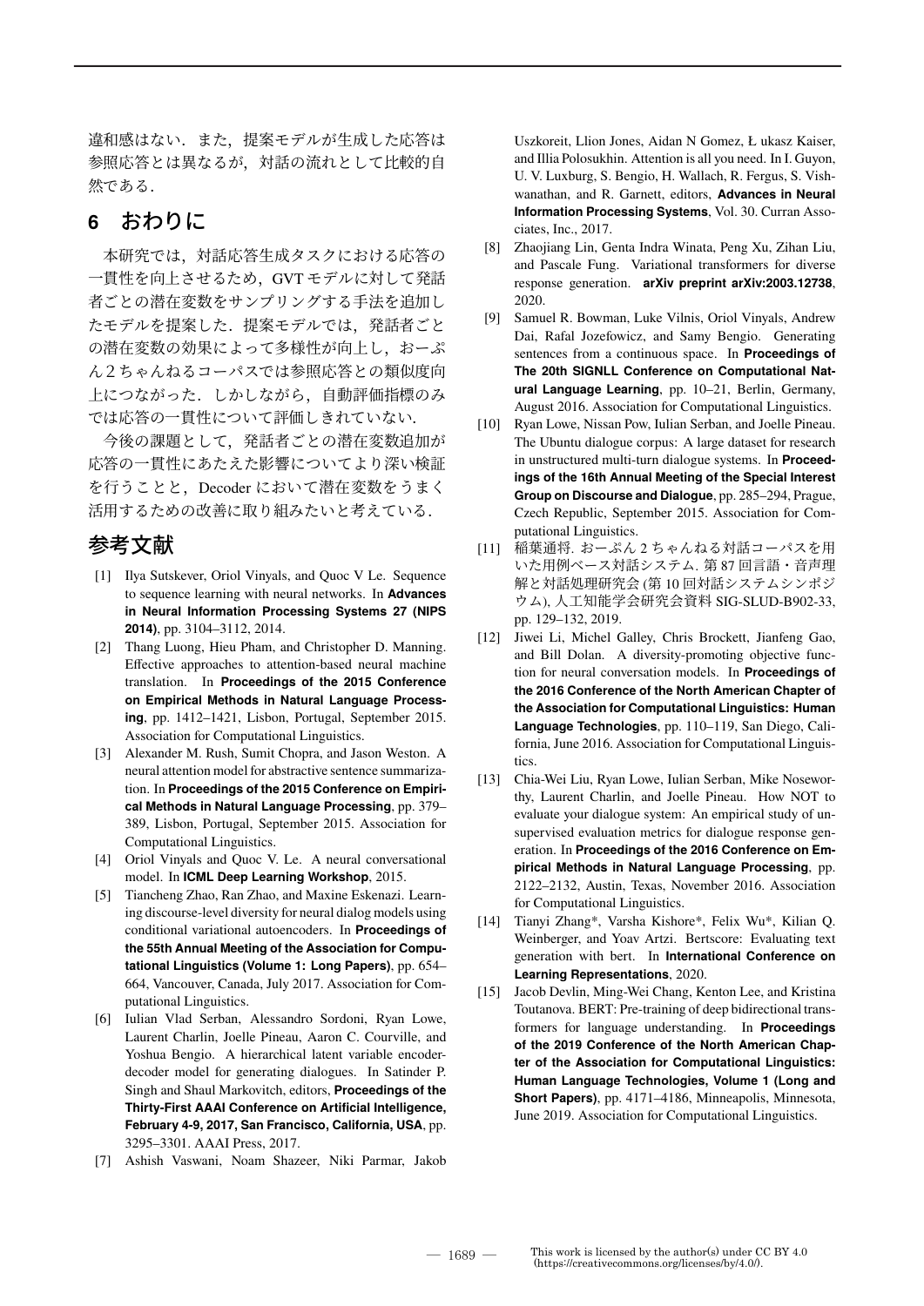違和感はない．また，提案モデルが生成した応答は参照応答とは異なるが，対話の流れとして比較的自然である．

## 6 おわりに

本研究では，対話応答生成タスクにおける応答の一貫性を向上させるため，GVT モデルに対して発話者ごとの潜在変数をサンプリングする手法を追加したモデルを提案した．提案モデルでは，発話者ごとの潜在変数の効果によって多様性が向上し，おーぷん 2 ちゃんねるコーパスでは参照応答との類似度向上につながった．しかしながら，自動評価指標のみでは応答の一貫性について評価しきれていない．

今後の課題として，発話者ごとの潜在変数追加が応答の一貫性にあたえた影響についてより深い検証を行うことと，Decoder において潜在変数をうまく活用するための改善に取り組みたいと考えている．

## 参考文献

[1] Ilya Sutskever, Oriol Vinyals, and Quoc V Le. Sequence to sequence learning with neural networks. In **Advances in Neural Information Processing Systems 27 (NIPS 2014)**, pp. 3104–3112, 2014.

[2] Thang Luong, Hieu Pham, and Christopher D. Manning. Effective approaches to attention-based neural machine translation. In **Proceedings of the 2015 Conference on Empirical Methods in Natural Language Processing**, pp. 1412–1421, Lisbon, Portugal, September 2015. Association for Computational Linguistics.

[3] Alexander M. Rush, Sumit Chopra, and Jason Weston. A neural attention model for abstractive sentence summarization. In **Proceedings of the 2015 Conference on Empirical Methods in Natural Language Processing**, pp. 379–389, Lisbon, Portugal, September 2015. Association for Computational Linguistics.

[4] Oriol Vinyals and Quoc V. Le. A neural conversational model. In **ICML Deep Learning Workshop**, 2015.

[5] Tiancheng Zhao, Ran Zhao, and Maxine Eskenazi. Learning discourse-level diversity for neural dialog models using conditional variational autoencoders. In **Proceedings of the 55th Annual Meeting of the Association for Computational Linguistics (Volume 1: Long Papers)**, pp. 654–664, Vancouver, Canada, July 2017. Association for Computational Linguistics.

[6] Iulian Vlad Serban, Alessandro Sordoni, Ryan Lowe, Laurent Charlin, Joelle Pineau, Aaron C. Courville, and Yoshua Bengio. A hierarchical latent variable encoder-decoder model for generating dialogues. In Satinder P. Singh and Shaul Markovitch, editors, **Proceedings of the Thirty-First AAAI Conference on Artificial Intelligence, February 4-9, 2017, San Francisco, California, USA**, pp. 3295–3301. AAAI Press, 2017.

[7] Ashish Vaswani, Noam Shazeer, Niki Parmar, Jakob Uszkoreit, Llion Jones, Aidan N Gomez, Ł ukasz Kaiser, and Illia Polosukhin. Attention is all you need. In I. Guyon, U. V. Luxburg, S. Bengio, H. Wallach, R. Fergus, S. Vishwanathan, and R. Garnett, editors, **Advances in Neural Information Processing Systems**, Vol. 30. Curran Associates, Inc., 2017.

[8] Zhaojiang Lin, Genta Indra Winata, Peng Xu, Zihan Liu, and Pascale Fung. Variational transformers for diverse response generation. **arXiv preprint arXiv:2003.12738**, 2020.

[9] Samuel R. Bowman, Luke Vilnis, Oriol Vinyals, Andrew Dai, Rafal Jozefowicz, and Samy Bengio. Generating sentences from a continuous space. In **Proceedings of The 20th SIGNLL Conference on Computational Natural Language Learning**, pp. 10–21, Berlin, Germany, August 2016. Association for Computational Linguistics.

[10] Ryan Lowe, Nissan Pow, Iulian Serban, and Joelle Pineau. The Ubuntu dialogue corpus: A large dataset for research in unstructured multi-turn dialogue systems. In **Proceedings of the 16th Annual Meeting of the Special Interest Group on Discourse and Dialogue**, pp. 285–294, Prague, Czech Republic, September 2015. Association for Computational Linguistics.

[11] 稲葉通将. おーぷん 2 ちゃんねる対話コーパスを用いた用例ベース対話システム. 第 87 回言語・音声理解と対話処理研究会 (第 10 回対話システムシンポジウム), 人工知能学会研究会資料 SIG-SLUD-B902-33, pp. 129–132, 2019.

[12] Jiwei Li, Michel Galley, Chris Brockett, Jianfeng Gao, and Bill Dolan. A diversity-promoting objective function for neural conversation models. In **Proceedings of the 2016 Conference of the North American Chapter of the Association for Computational Linguistics: Human Language Technologies**, pp. 110–119, San Diego, California, June 2016. Association for Computational Linguistics.

[13] Chia-Wei Liu, Ryan Lowe, Iulian Serban, Mike Noseworthy, Laurent Charlin, and Joelle Pineau. How NOT to evaluate your dialogue system: An empirical study of unsupervised evaluation metrics for dialogue response generation. In **Proceedings of the 2016 Conference on Empirical Methods in Natural Language Processing**, pp. 2122–2132, Austin, Texas, November 2016. Association for Computational Linguistics.

[14] Tianyi Zhang*, Varsha Kishore*, Felix Wu*, Kilian Q. Weinberger, and Yoav Artzi. Bertscore: Evaluating text generation with bert. In **International Conference on Learning Representations**, 2020.

[15] Jacob Devlin, Ming-Wei Chang, Kenton Lee, and Kristina Toutanova. BERT: Pre-training of deep bidirectional transformers for language understanding. In **Proceedings of the 2019 Conference of the North American Chapter of the Association for Computational Linguistics: Human Language Technologies, Volume 1 (Long and Short Papers)**, pp. 4171–4186, Minneapolis, Minnesota, June 2019. Association for Computational Linguistics.

This work is licensed by the author(s) under CC BY 4.0 (https://creativecommons.org/licenses/by/4.0/).